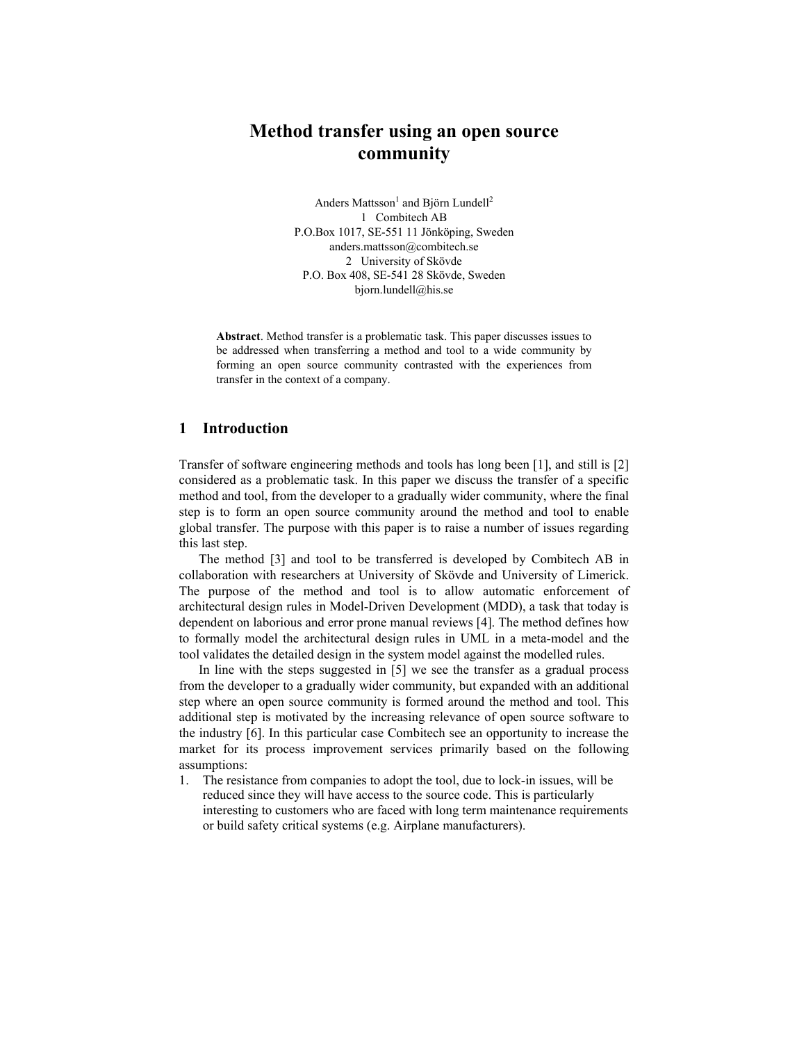# Method transfer using an open source community

Anders Mattsson[1] and Björn Lundell[2]

1 Combitech AB
P.O.Box 1017, SE-551 11 Jönköping, Sweden
anders.mattsson@combitech.se

2 University of Skövde
P.O. Box 408, SE-541 28 Skövde, Sweden
bjorn.lundell@his.se

**Abstract**. Method transfer is a problematic task. This paper discusses issues to be addressed when transferring a method and tool to a wide community by forming an open source community contrasted with the experiences from transfer in the context of a company.

## 1 Introduction

Transfer of software engineering methods and tools has long been [1], and still is [2] considered as a problematic task. In this paper we discuss the transfer of a specific method and tool, from the developer to a gradually wider community, where the final step is to form an open source community around the method and tool to enable global transfer. The purpose with this paper is to raise a number of issues regarding this last step.

The method [3] and tool to be transferred is developed by Combitech AB in collaboration with researchers at University of Skövde and University of Limerick. The purpose of the method and tool is to allow automatic enforcement of architectural design rules in Model-Driven Development (MDD), a task that today is dependent on laborious and error prone manual reviews [4]. The method defines how to formally model the architectural design rules in UML in a meta-model and the tool validates the detailed design in the system model against the modelled rules.

In line with the steps suggested in [5] we see the transfer as a gradual process from the developer to a gradually wider community, but expanded with an additional step where an open source community is formed around the method and tool. This additional step is motivated by the increasing relevance of open source software to the industry [6]. In this particular case Combitech see an opportunity to increase the market for its process improvement services primarily based on the following assumptions:

1. The resistance from companies to adopt the tool, due to lock-in issues, will be reduced since they will have access to the source code. This is particularly interesting to customers who are faced with long term maintenance requirements or build safety critical systems (e.g. Airplane manufacturers).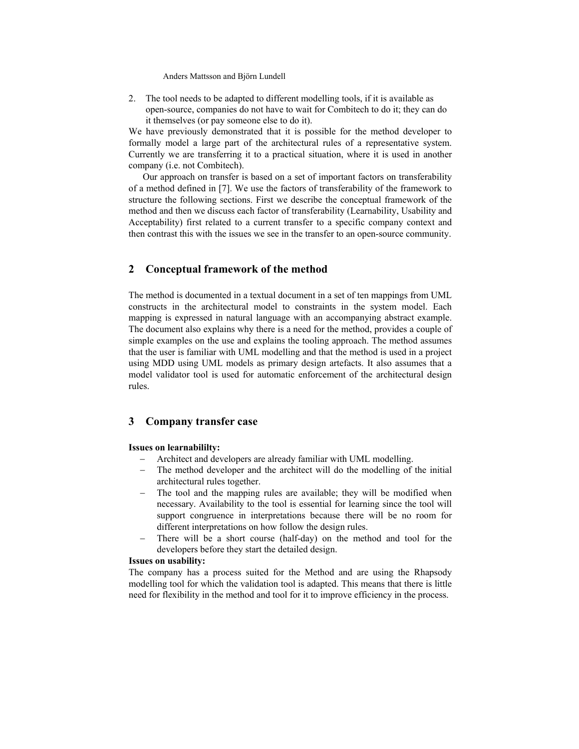2. The tool needs to be adapted to different modelling tools, if it is available as open-source, companies do not have to wait for Combitech to do it; they can do it themselves (or pay someone else to do it).

We have previously demonstrated that it is possible for the method developer to formally model a large part of the architectural rules of a representative system. Currently we are transferring it to a practical situation, where it is used in another company (i.e. not Combitech).

Our approach on transfer is based on a set of important factors on transferability of a method defined in [7]. We use the factors of transferability of the framework to structure the following sections. First we describe the conceptual framework of the method and then we discuss each factor of transferability (Learnability, Usability and Acceptability) first related to a current transfer to a specific company context and then contrast this with the issues we see in the transfer to an open-source community.

## 2 Conceptual framework of the method

The method is documented in a textual document in a set of ten mappings from UML constructs in the architectural model to constraints in the system model. Each mapping is expressed in natural language with an accompanying abstract example. The document also explains why there is a need for the method, provides a couple of simple examples on the use and explains the tooling approach. The method assumes that the user is familiar with UML modelling and that the method is used in a project using MDD using UML models as primary design artefacts. It also assumes that a model validator tool is used for automatic enforcement of the architectural design rules.

## 3 Company transfer case

**Issues on learnabililty:**

- Architect and developers are already familiar with UML modelling.
- The method developer and the architect will do the modelling of the initial architectural rules together.
- The tool and the mapping rules are available; they will be modified when necessary. Availability to the tool is essential for learning since the tool will support congruence in interpretations because there will be no room for different interpretations on how follow the design rules.
- There will be a short course (half-day) on the method and tool for the developers before they start the detailed design.

**Issues on usability:**

The company has a process suited for the Method and are using the Rhapsody modelling tool for which the validation tool is adapted. This means that there is little need for flexibility in the method and tool for it to improve efficiency in the process.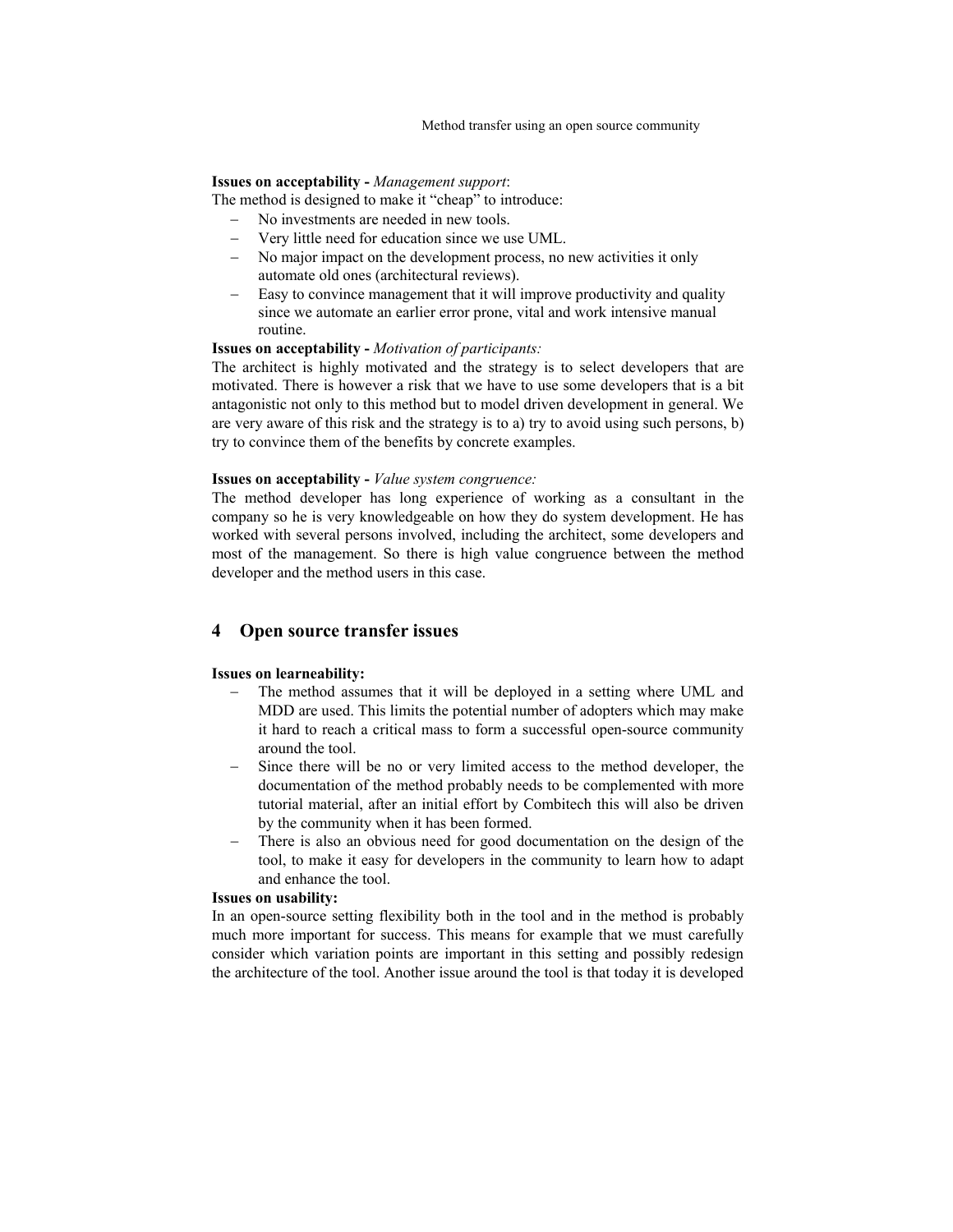**Issues on acceptability -** *Management support*:
The method is designed to make it "cheap" to introduce:

- No investments are needed in new tools.
- Very little need for education since we use UML.
- No major impact on the development process, no new activities it only automate old ones (architectural reviews).
- Easy to convince management that it will improve productivity and quality since we automate an earlier error prone, vital and work intensive manual routine.

**Issues on acceptability -** *Motivation of participants:*
The architect is highly motivated and the strategy is to select developers that are motivated. There is however a risk that we have to use some developers that is a bit antagonistic not only to this method but to model driven development in general. We are very aware of this risk and the strategy is to a) try to avoid using such persons, b) try to convince them of the benefits by concrete examples.

**Issues on acceptability -** *Value system congruence:*
The method developer has long experience of working as a consultant in the company so he is very knowledgeable on how they do system development. He has worked with several persons involved, including the architect, some developers and most of the management. So there is high value congruence between the method developer and the method users in this case.

## 4 Open source transfer issues

**Issues on learneability:**

- The method assumes that it will be deployed in a setting where UML and MDD are used. This limits the potential number of adopters which may make it hard to reach a critical mass to form a successful open-source community around the tool.
- Since there will be no or very limited access to the method developer, the documentation of the method probably needs to be complemented with more tutorial material, after an initial effort by Combitech this will also be driven by the community when it has been formed.
- There is also an obvious need for good documentation on the design of the tool, to make it easy for developers in the community to learn how to adapt and enhance the tool.

**Issues on usability:**
In an open-source setting flexibility both in the tool and in the method is probably much more important for success. This means for example that we must carefully consider which variation points are important in this setting and possibly redesign the architecture of the tool. Another issue around the tool is that today it is developed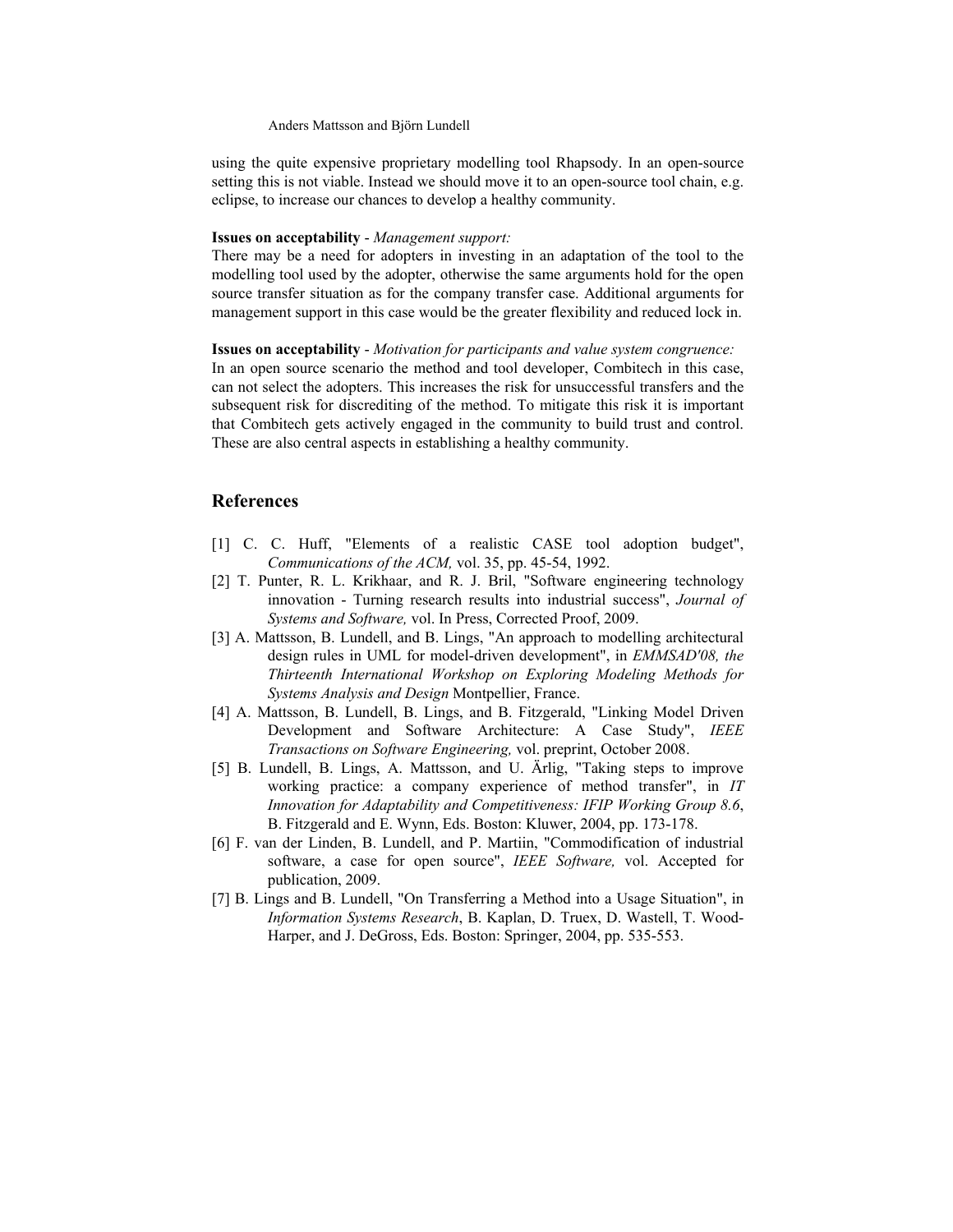using the quite expensive proprietary modelling tool Rhapsody. In an open-source setting this is not viable. Instead we should move it to an open-source tool chain, e.g. eclipse, to increase our chances to develop a healthy community.

**Issues on acceptability** - *Management support:*
There may be a need for adopters in investing in an adaptation of the tool to the modelling tool used by the adopter, otherwise the same arguments hold for the open source transfer situation as for the company transfer case. Additional arguments for management support in this case would be the greater flexibility and reduced lock in.

**Issues on acceptability** - *Motivation for participants and value system congruence:*
In an open source scenario the method and tool developer, Combitech in this case, can not select the adopters. This increases the risk for unsuccessful transfers and the subsequent risk for discrediting of the method. To mitigate this risk it is important that Combitech gets actively engaged in the community to build trust and control. These are also central aspects in establishing a healthy community.

## References

[1] C. C. Huff, "Elements of a realistic CASE tool adoption budget", *Communications of the ACM,* vol. 35, pp. 45-54, 1992.

[2] T. Punter, R. L. Krikhaar, and R. J. Bril, "Software engineering technology innovation - Turning research results into industrial success", *Journal of Systems and Software,* vol. In Press, Corrected Proof, 2009.

[3] A. Mattsson, B. Lundell, and B. Lings, "An approach to modelling architectural design rules in UML for model-driven development", in *EMMSAD'08, the Thirteenth International Workshop on Exploring Modeling Methods for Systems Analysis and Design* Montpellier, France.

[4] A. Mattsson, B. Lundell, B. Lings, and B. Fitzgerald, "Linking Model Driven Development and Software Architecture: A Case Study", *IEEE Transactions on Software Engineering,* vol. preprint, October 2008.

[5] B. Lundell, B. Lings, A. Mattsson, and U. Ärlig, "Taking steps to improve working practice: a company experience of method transfer", in *IT Innovation for Adaptability and Competitiveness: IFIP Working Group 8.6*, B. Fitzgerald and E. Wynn, Eds. Boston: Kluwer, 2004, pp. 173-178.

[6] F. van der Linden, B. Lundell, and P. Martiin, "Commodification of industrial software, a case for open source", *IEEE Software,* vol. Accepted for publication, 2009.

[7] B. Lings and B. Lundell, "On Transferring a Method into a Usage Situation", in *Information Systems Research*, B. Kaplan, D. Truex, D. Wastell, T. Wood-Harper, and J. DeGross, Eds. Boston: Springer, 2004, pp. 535-553.